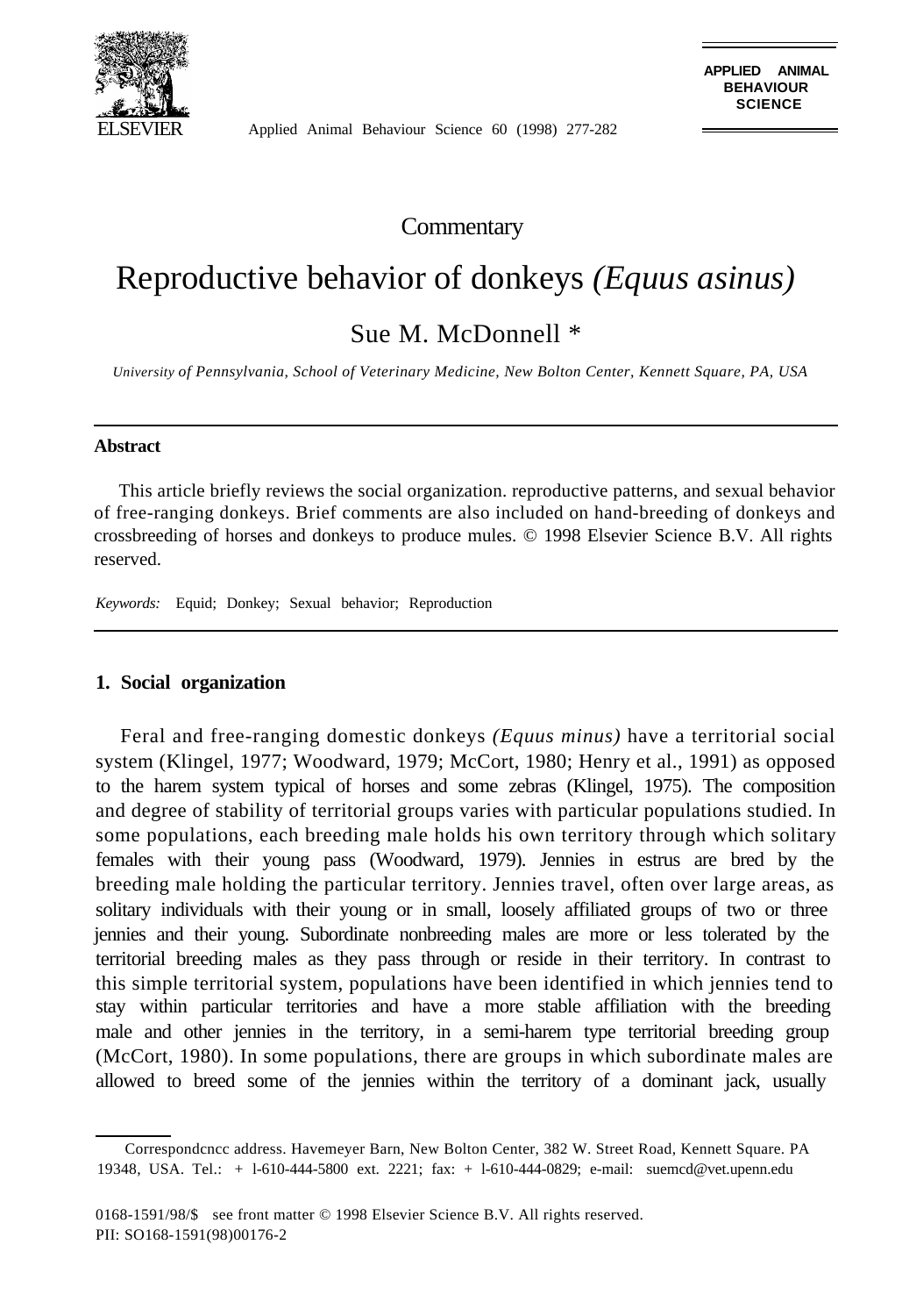Commentary

# Reproductive behavior of donkeys *(Equus asinus)*

Sue M. McDonnell *

*University of Pennsylvania, School of Veterinary Medicine, New Bolton Center, Kennett Square, PA, USA*

---

**Abstract**

This article briefly reviews the social organization. reproductive patterns, and sexual behavior of free-ranging donkeys. Brief comments are also included on hand-breeding of donkeys and crossbreeding of horses and donkeys to produce mules. © 1998 Elsevier Science B.V. All rights reserved.

*Keywords:* Equid; Donkey; Sexual behavior; Reproduction

---

## 1. Social organization

Feral and free-ranging domestic donkeys *(Equus minus)* have a territorial social system (Klingel, 1977; Woodward, 1979; McCort, 1980; Henry et al., 1991) as opposed to the harem system typical of horses and some zebras (Klingel, 1975). The composition and degree of stability of territorial groups varies with particular populations studied. In some populations, each breeding male holds his own territory through which solitary females with their young pass (Woodward, 1979). Jennies in estrus are bred by the breeding male holding the particular territory. Jennies travel, often over large areas, as solitary individuals with their young or in small, loosely affiliated groups of two or three jennies and their young. Subordinate nonbreeding males are more or less tolerated by the territorial breeding males as they pass through or reside in their territory. In contrast to this simple territorial system, populations have been identified in which jennies tend to stay within particular territories and have a more stable affiliation with the breeding male and other jennies in the territory, in a semi-harem type territorial breeding group (McCort, 1980). In some populations, there are groups in which subordinate males are allowed to breed some of the jennies within the territory of a dominant jack, usually

---

* Correspondcncc address. Havemeyer Barn, New Bolton Center, 382 W. Street Road, Kennett Square. PA 19348, USA. Tel.: + l-610-444-5800 ext. 2221; fax: + l-610-444-0829; e-mail: suemcd@vet.upenn.edu

0168-1591/98/$ see front matter © 1998 Elsevier Science B.V. All rights reserved.
PII: SO168-1591(98)00176-2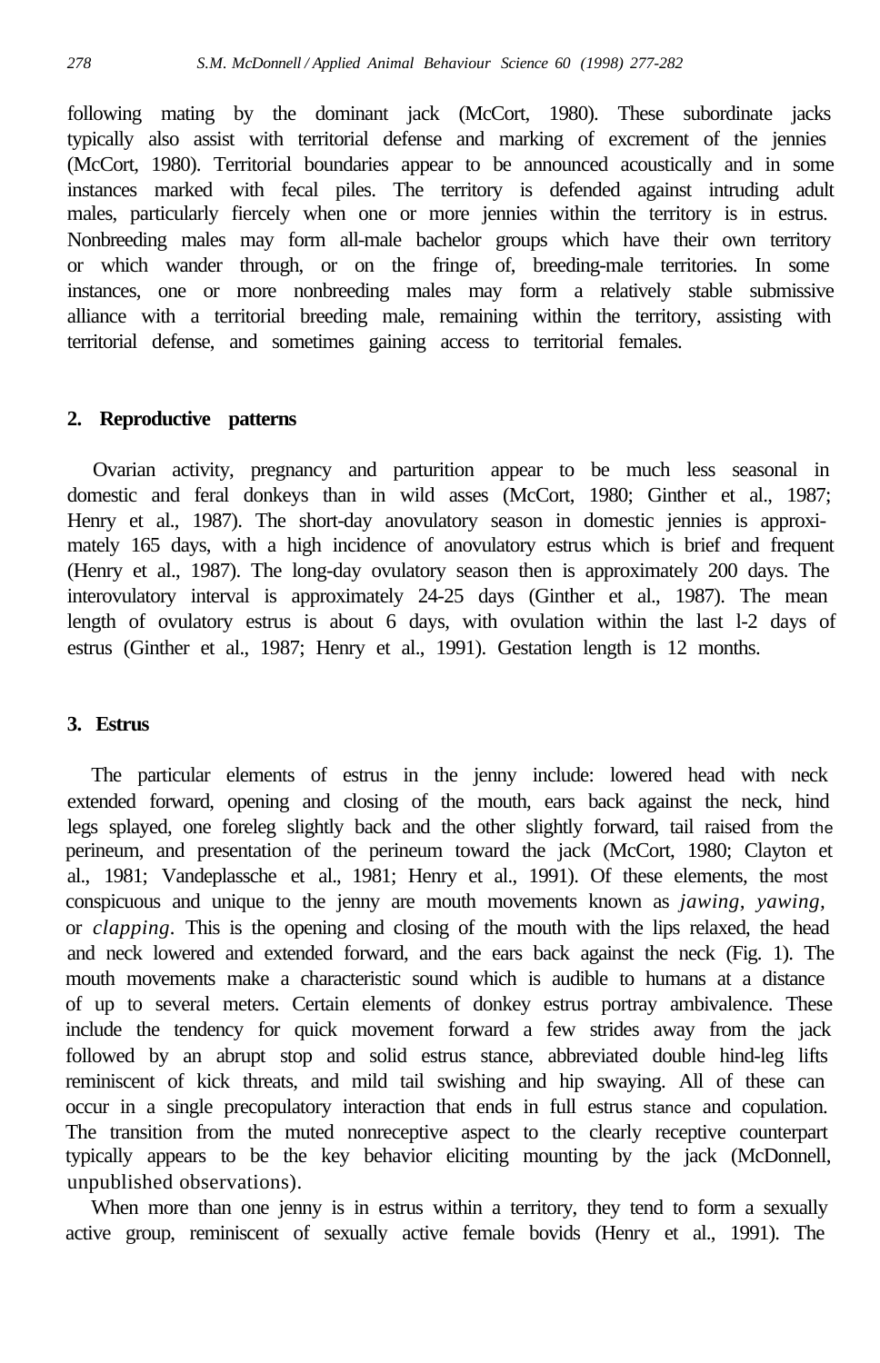following mating by the dominant jack (McCort, 1980). These subordinate jacks typically also assist with territorial defense and marking of excrement of the jennies (McCort, 1980). Territorial boundaries appear to be announced acoustically and in some instances marked with fecal piles. The territory is defended against intruding adult males, particularly fiercely when one or more jennies within the territory is in estrus. Nonbreeding males may form all-male bachelor groups which have their own territory or which wander through, or on the fringe of, breeding-male territories. In some instances, one or more nonbreeding males may form a relatively stable submissive alliance with a territorial breeding male, remaining within the territory, assisting with territorial defense, and sometimes gaining access to territorial females.

## 2. Reproductive patterns

Ovarian activity, pregnancy and parturition appear to be much less seasonal in domestic and feral donkeys than in wild asses (McCort, 1980; Ginther et al., 1987; Henry et al., 1987). The short-day anovulatory season in domestic jennies is approximately 165 days, with a high incidence of anovulatory estrus which is brief and frequent (Henry et al., 1987). The long-day ovulatory season then is approximately 200 days. The interovulatory interval is approximately 24-25 days (Ginther et al., 1987). The mean length of ovulatory estrus is about 6 days, with ovulation within the last l-2 days of estrus (Ginther et al., 1987; Henry et al., 1991). Gestation length is 12 months.

## 3. Estrus

The particular elements of estrus in the jenny include: lowered head with neck extended forward, opening and closing of the mouth, ears back against the neck, hind legs splayed, one foreleg slightly back and the other slightly forward, tail raised from the perineum, and presentation of the perineum toward the jack (McCort, 1980; Clayton et al., 1981; Vandeplassche et al., 1981; Henry et al., 1991). Of these elements, the most conspicuous and unique to the jenny are mouth movements known as *jawing, yawing,* or *clapping*. This is the opening and closing of the mouth with the lips relaxed, the head and neck lowered and extended forward, and the ears back against the neck (Fig. 1). The mouth movements make a characteristic sound which is audible to humans at a distance of up to several meters. Certain elements of donkey estrus portray ambivalence. These include the tendency for quick movement forward a few strides away from the jack followed by an abrupt stop and solid estrus stance, abbreviated double hind-leg lifts reminiscent of kick threats, and mild tail swishing and hip swaying. All of these can occur in a single precopulatory interaction that ends in full estrus stance and copulation. The transition from the muted nonreceptive aspect to the clearly receptive counterpart typically appears to be the key behavior eliciting mounting by the jack (McDonnell, unpublished observations).

When more than one jenny is in estrus within a territory, they tend to form a sexually active group, reminiscent of sexually active female bovids (Henry et al., 1991). The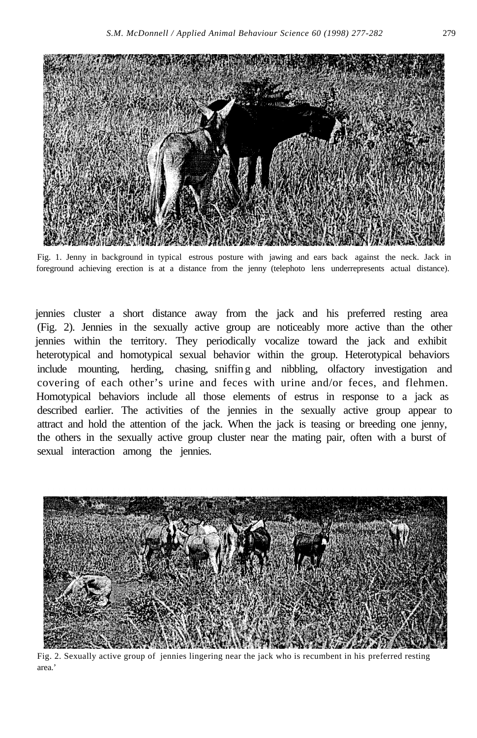Fig. 1. Jenny in background in typical estrous posture with jawing and ears back against the neck. Jack in foreground achieving erection is at a distance from the jenny (telephoto lens underrepresents actual distance).

jennies cluster a short distance away from the jack and his preferred resting area (Fig. 2). Jennies in the sexually active group are noticeably more active than the other jennies within the territory. They periodically vocalize toward the jack and exhibit heterotypical and homotypical sexual behavior within the group. Heterotypical behaviors include mounting, herding, chasing, sniffing and nibbling, olfactory investigation and covering of each other's urine and feces with urine and/or feces, and flehmen. Homotypical behaviors include all those elements of estrus in response to a jack as described earlier. The activities of the jennies in the sexually active group appear to attract and hold the attention of the jack. When the jack is teasing or breeding one jenny, the others in the sexually active group cluster near the mating pair, often with a burst of sexual interaction among the jennies.

Fig. 2. Sexually active group of jennies lingering near the jack who is recumbent in his preferred resting area.'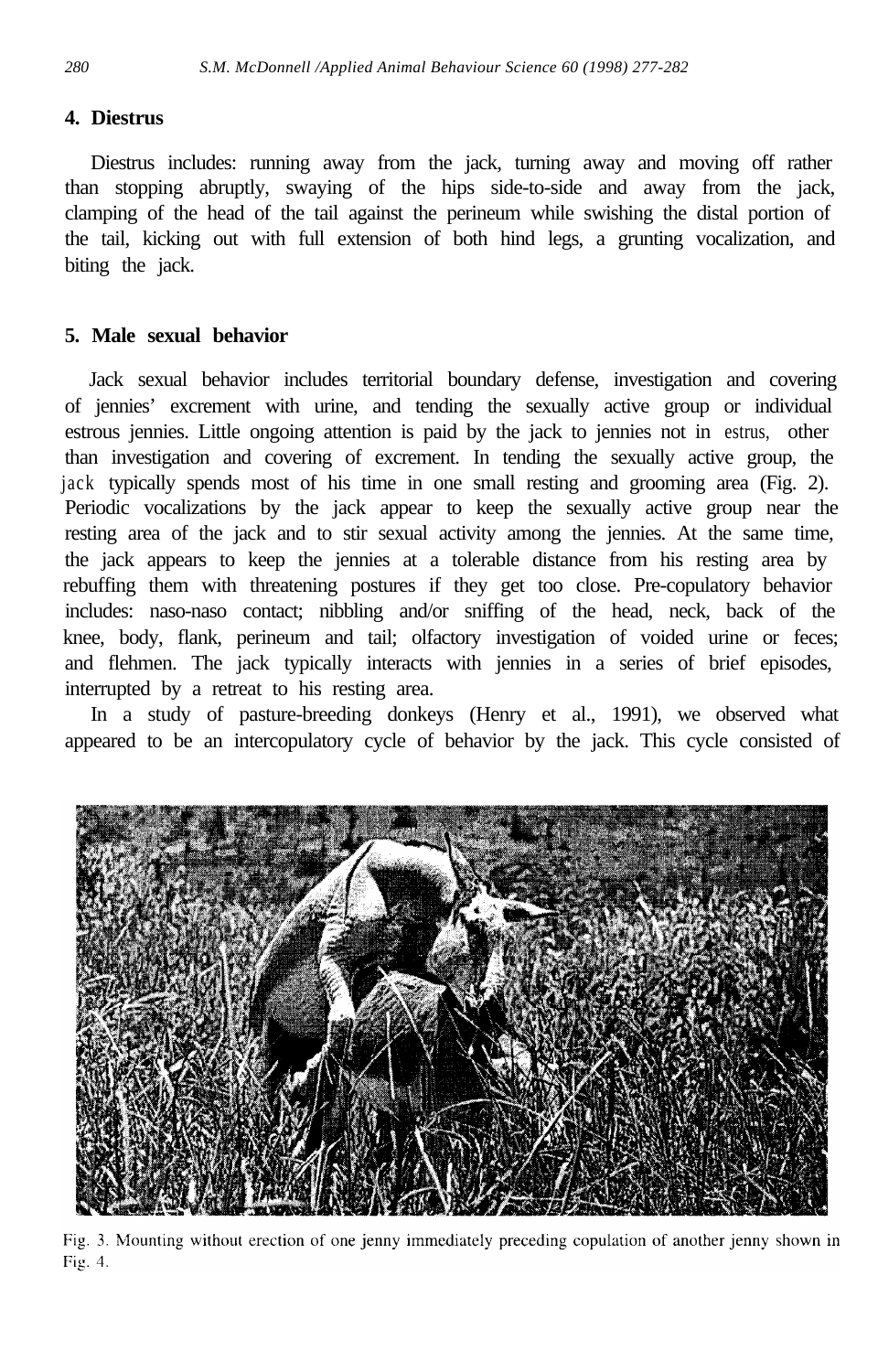## 4. Diestrus

Diestrus includes: running away from the jack, turning away and moving off rather than stopping abruptly, swaying of the hips side-to-side and away from the jack, clamping of the head of the tail against the perineum while swishing the distal portion of the tail, kicking out with full extension of both hind legs, a grunting vocalization, and biting the jack.

## 5. Male sexual behavior

Jack sexual behavior includes territorial boundary defense, investigation and covering of jennies' excrement with urine, and tending the sexually active group or individual estrous jennies. Little ongoing attention is paid by the jack to jennies not in estrus, other than investigation and covering of excrement. In tending the sexually active group, the jack typically spends most of his time in one small resting and grooming area (Fig. 2). Periodic vocalizations by the jack appear to keep the sexually active group near the resting area of the jack and to stir sexual activity among the jennies. At the same time, the jack appears to keep the jennies at a tolerable distance from his resting area by rebuffing them with threatening postures if they get too close. Pre-copulatory behavior includes: naso-naso contact; nibbling and/or sniffing of the head, neck, back of the knee, body, flank, perineum and tail; olfactory investigation of voided urine or feces; and flehmen. The jack typically interacts with jennies in a series of brief episodes, interrupted by a retreat to his resting area.

In a study of pasture-breeding donkeys (Henry et al., 1991), we observed what appeared to be an intercopulatory cycle of behavior by the jack. This cycle consisted of

Fig. 3. Mounting without erection of one jenny immediately preceding copulation of another jenny shown in Fig. 4.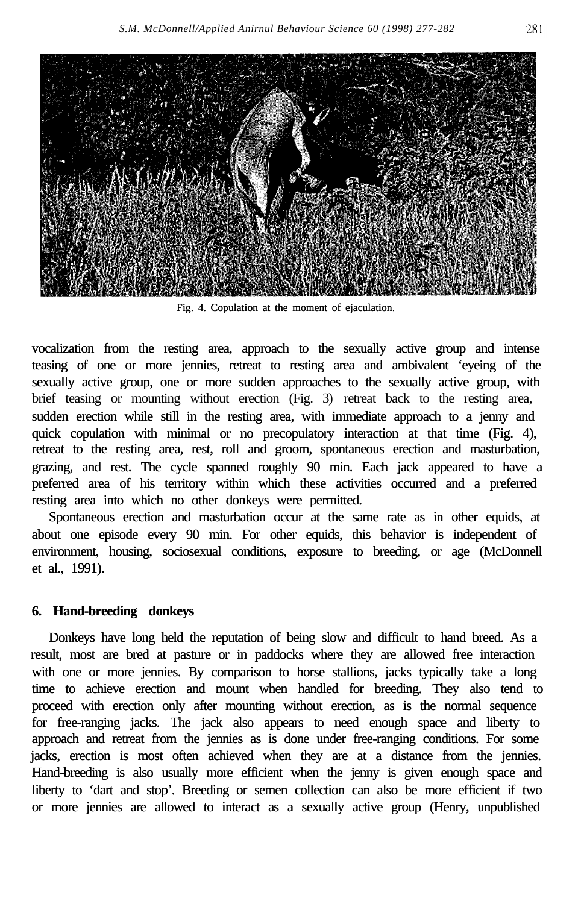Fig. 4. Copulation at the moment of ejaculation.

vocalization from the resting area, approach to the sexually active group and intense teasing of one or more jennies, retreat to resting area and ambivalent 'eyeing of the sexually active group, one or more sudden approaches to the sexually active group, with brief teasing or mounting without erection (Fig. 3) retreat back to the resting area, sudden erection while still in the resting area, with immediate approach to a jenny and quick copulation with minimal or no precopulatory interaction at that time (Fig. 4), retreat to the resting area, rest, roll and groom, spontaneous erection and masturbation, grazing, and rest. The cycle spanned roughly 90 min. Each jack appeared to have a preferred area of his territory within which these activities occurred and a preferred resting area into which no other donkeys were permitted.

Spontaneous erection and masturbation occur at the same rate as in other equids, at about one episode every 90 min. For other equids, this behavior is independent of environment, housing, sociosexual conditions, exposure to breeding, or age (McDonnell et al., 1991).

## 6. Hand-breeding donkeys

Donkeys have long held the reputation of being slow and difficult to hand breed. As a result, most are bred at pasture or in paddocks where they are allowed free interaction with one or more jennies. By comparison to horse stallions, jacks typically take a long time to achieve erection and mount when handled for breeding. They also tend to proceed with erection only after mounting without erection, as is the normal sequence for free-ranging jacks. The jack also appears to need enough space and liberty to approach and retreat from the jennies as is done under free-ranging conditions. For some jacks, erection is most often achieved when they are at a distance from the jennies. Hand-breeding is also usually more efficient when the jenny is given enough space and liberty to 'dart and stop'. Breeding or semen collection can also be more efficient if two or more jennies are allowed to interact as a sexually active group (Henry, unpublished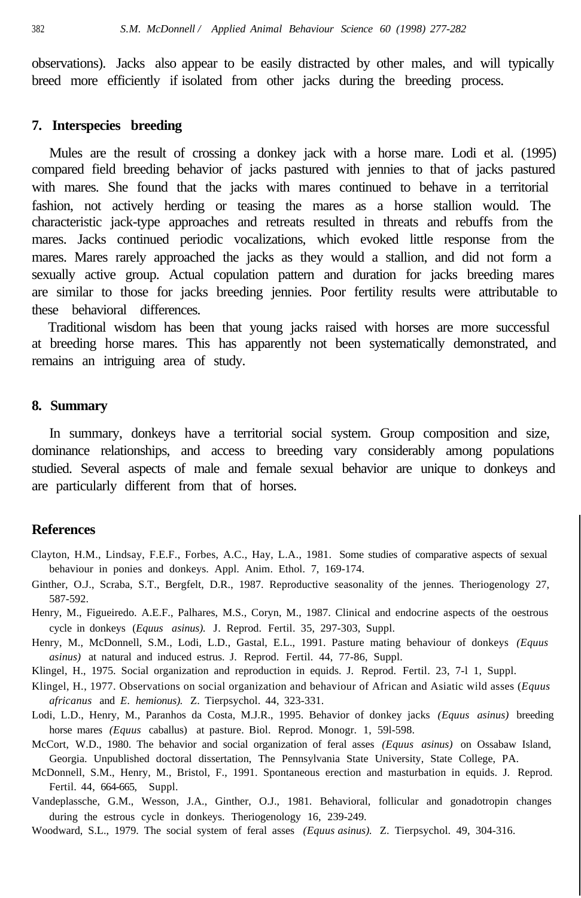observations). Jacks also appear to be easily distracted by other males, and will typically breed more efficiently if isolated from other jacks during the breeding process.

## 7. Interspecies breeding

Mules are the result of crossing a donkey jack with a horse mare. Lodi et al. (1995) compared field breeding behavior of jacks pastured with jennies to that of jacks pastured with mares. She found that the jacks with mares continued to behave in a territorial fashion, not actively herding or teasing the mares as a horse stallion would. The characteristic jack-type approaches and retreats resulted in threats and rebuffs from the mares. Jacks continued periodic vocalizations, which evoked little response from the mares. Mares rarely approached the jacks as they would a stallion, and did not form a sexually active group. Actual copulation pattern and duration for jacks breeding mares are similar to those for jacks breeding jennies. Poor fertility results were attributable to these behavioral differences.

Traditional wisdom has been that young jacks raised with horses are more successful at breeding horse mares. This has apparently not been systematically demonstrated, and remains an intriguing area of study.

## 8. Summary

In summary, donkeys have a territorial social system. Group composition and size, dominance relationships, and access to breeding vary considerably among populations studied. Several aspects of male and female sexual behavior are unique to donkeys and are particularly different from that of horses.

## References

Clayton, H.M., Lindsay, F.E.F., Forbes, A.C., Hay, L.A., 1981. Some studies of comparative aspects of sexual behaviour in ponies and donkeys. Appl. Anim. Ethol. 7, 169-174.

Ginther, O.J., Scraba, S.T., Bergfelt, D.R., 1987. Reproductive seasonality of the jennes. Theriogenology 27, 587-592.

Henry, M., Figueiredo. A.E.F., Palhares, M.S., Coryn, M., 1987. Clinical and endocrine aspects of the oestrous cycle in donkeys (*Equus asinus).* J. Reprod. Fertil. 35, 297-303, Suppl.

Henry, M., McDonnell, S.M., Lodi, L.D., Gastal, E.L., 1991. Pasture mating behaviour of donkeys *(Equus asinus)* at natural and induced estrus. J. Reprod. Fertil. 44, 77-86, Suppl.

Klingel, H., 1975. Social organization and reproduction in equids. J. Reprod. Fertil. 23, 7-l 1, Suppl.

Klingel, H., 1977. Observations on social organization and behaviour of African and Asiatic wild asses (*Equus africanus* and *E. hemionus).* Z. Tierpsychol. 44, 323-331.

Lodi, L.D., Henry, M., Paranhos da Costa, M.J.R., 1995. Behavior of donkey jacks *(Equus asinus)* breeding horse mares *(Equus* caballus) at pasture. Biol. Reprod. Monogr. 1, 59l-598.

McCort, W.D., 1980. The behavior and social organization of feral asses *(Equus asinus)* on Ossabaw Island, Georgia. Unpublished doctoral dissertation, The Pennsylvania State University, State College, PA.

McDonnell, S.M., Henry, M., Bristol, F., 1991. Spontaneous erection and masturbation in equids. J. Reprod. Fertil. 44, 664-665, Suppl.

Vandeplassche, G.M., Wesson, J.A., Ginther, O.J., 1981. Behavioral, follicular and gonadotropin changes during the estrous cycle in donkeys. Theriogenology 16, 239-249.

Woodward, S.L., 1979. The social system of feral asses *(Equus asinus).* Z. Tierpsychol. 49, 304-316.